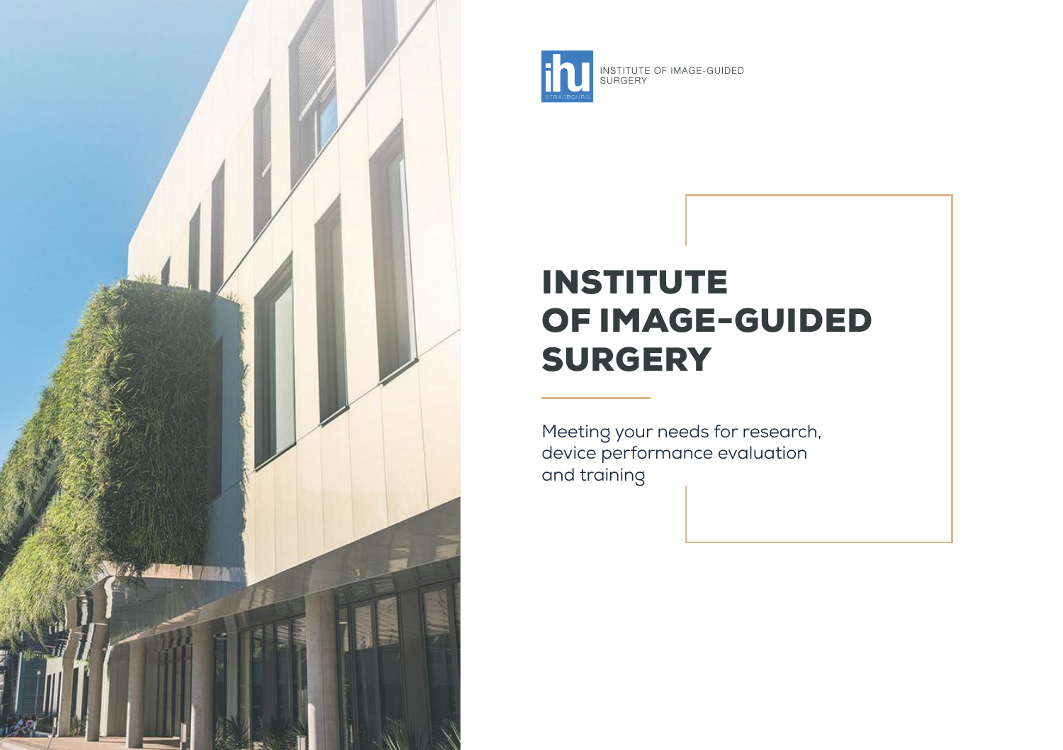INSTITUTE OF IMAGE-GUIDED SURGERY

# INSTITUTE OF IMAGE-GUIDED SURGERY

Meeting your needs for research, device performance evaluation and training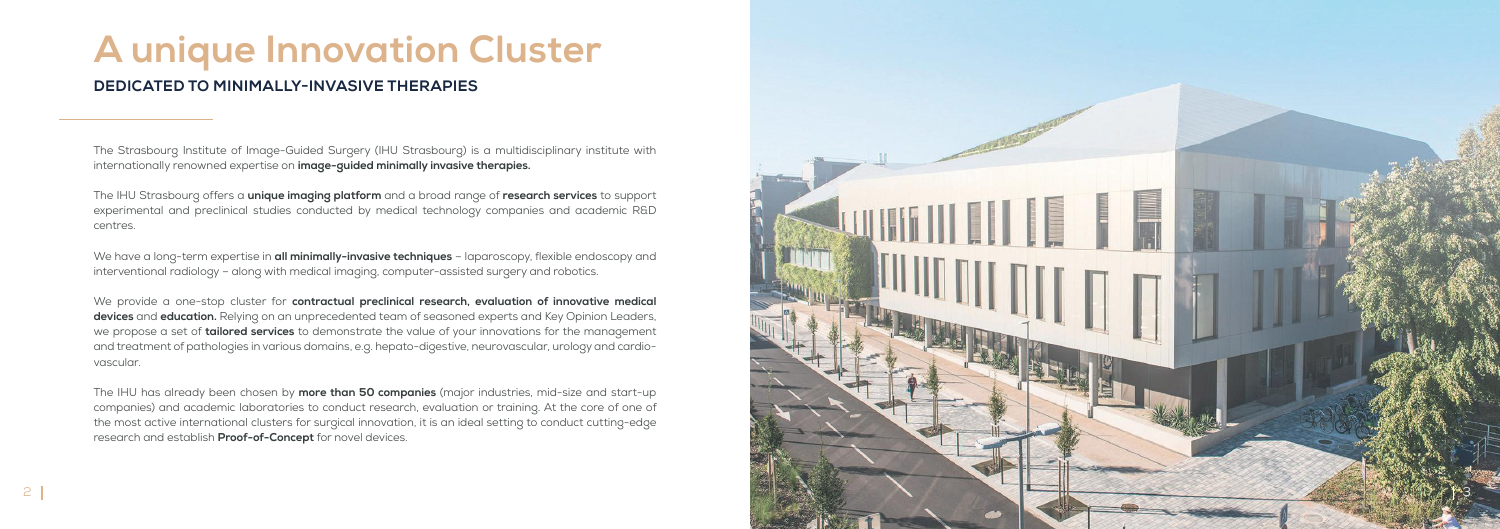# A unique Innovation Cluster

## DEDICATED TO MINIMALLY-INVASIVE THERAPIES

The Strasbourg Institute of Image-Guided Surgery (IHU Strasbourg) is a multidisciplinary institute with internationally renowned expertise on **image-guided minimally invasive therapies.**

The IHU Strasbourg offers a **unique imaging platform** and a broad range of **research services** to support experimental and preclinical studies conducted by medical technology companies and academic R&D centres.

We have a long-term expertise in **all minimally-invasive techniques** – laparoscopy, flexible endoscopy and interventional radiology – along with medical imaging, computer-assisted surgery and robotics.

We provide a one-stop cluster for **contractual preclinical research, evaluation of innovative medical devices** and **education.** Relying on an unprecedented team of seasoned experts and Key Opinion Leaders, we propose a set of **tailored services** to demonstrate the value of your innovations for the management and treatment of pathologies in various domains, e.g. hepato-digestive, neurovascular, urology and cardio-vascular.

The IHU has already been chosen by **more than 50 companies** (major industries, mid-size and start-up companies) and academic laboratories to conduct research, evaluation or training. At the core of one of the most active international clusters for surgical innovation, it is an ideal setting to conduct cutting-edge research and establish **Proof-of-Concept** for novel devices.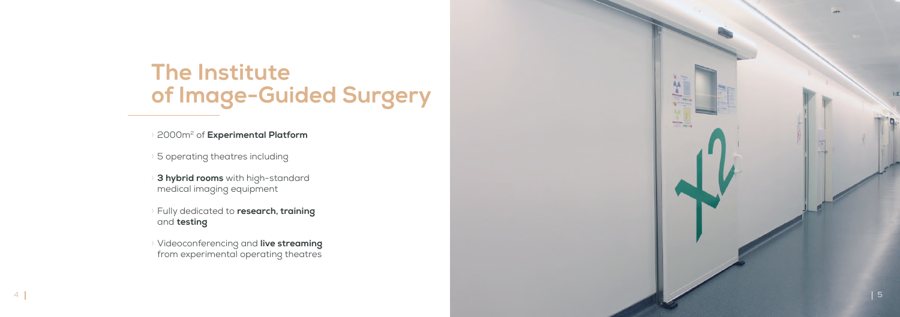# The Institute of Image-Guided Surgery

- 2000m² of **Experimental Platform**
- 5 operating theatres including
- **3 hybrid rooms** with high-standard medical imaging equipment
- Fully dedicated to **research, training** and **testing**
- Videoconferencing and **live streaming** from experimental operating theatres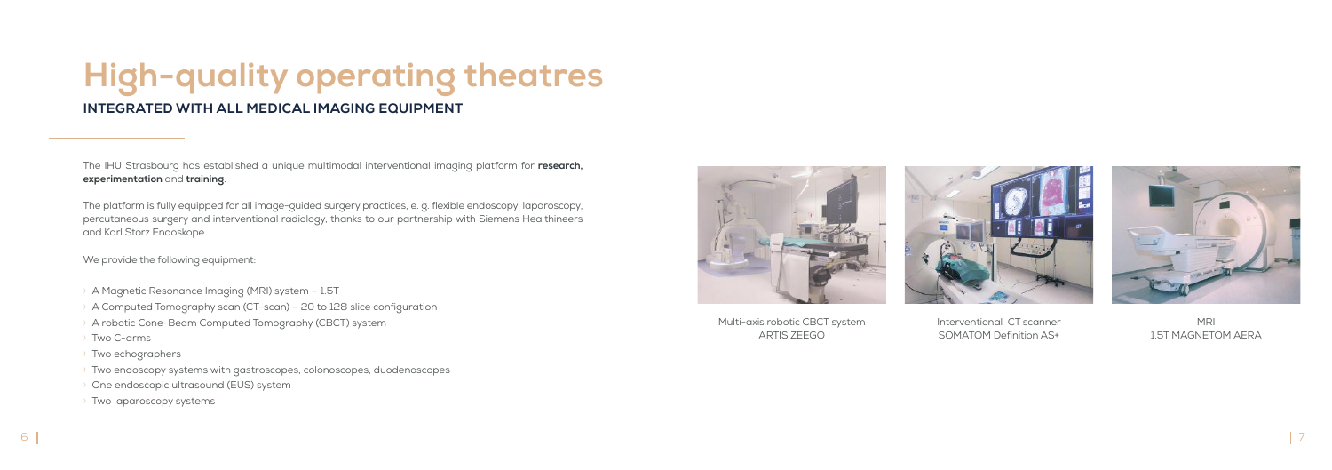# High-quality operating theatres

## INTEGRATED WITH ALL MEDICAL IMAGING EQUIPMENT

The IHU Strasbourg has established a unique multimodal interventional imaging platform for **research, experimentation** and **training**.

The platform is fully equipped for all image-guided surgery practices, e. g. flexible endoscopy, laparoscopy, percutaneous surgery and interventional radiology, thanks to our partnership with Siemens Healthineers and Karl Storz Endoskope.

We provide the following equipment:

- A Magnetic Resonance Imaging (MRI) system – 1.5T
- A Computed Tomography scan (CT-scan) – 20 to 128 slice configuration
- A robotic Cone-Beam Computed Tomography (CBCT) system
- Two C-arms
- Two echographers
- Two endoscopy systems with gastroscopes, colonoscopes, duodenoscopes
- One endoscopic ultrasound (EUS) system
- Two laparoscopy systems

Multi-axis robotic CBCT system
ARTIS ZEEGO

Interventional CT scanner
SOMATOM Definition AS+

MRI
1,5T MAGNETOM AERA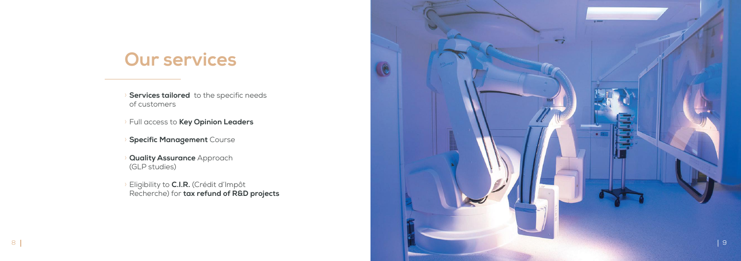# Our services

- **Services tailored** to the specific needs of customers
- Full access to **Key Opinion Leaders**
- **Specific Management** Course
- **Quality Assurance** Approach (GLP studies)
- Eligibility to **C.I.R.** (Crédit d'Impôt Recherche) for **tax refund of R&D projects**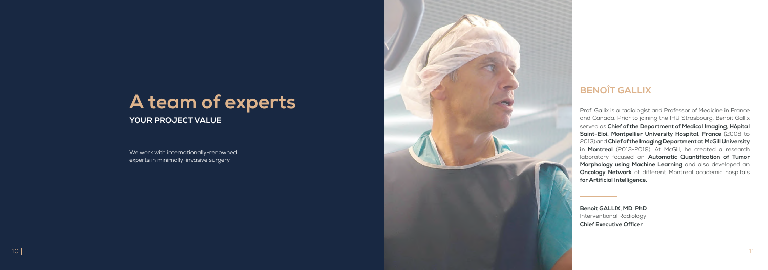# A team of experts

**YOUR PROJECT VALUE**

We work with internationally-renowned experts in minimally-invasive surgery

## BENOÎT GALLIX

Prof. Gallix is a radiologist and Professor of Medicine in France and Canada. Prior to joining the IHU Strasbourg, Benoit Gallix served as **Chief of the Department of Medical Imaging, Hôpital Saint-Eloi, Montpellier University Hospital, France** (2008 to 2013) and **Chief of the Imaging Department at McGill University in Montreal** (2013-2019). At McGill, he created a research laboratory focused on **Automatic Quantification of Tumor Morphology using Machine Learning** and also developed an **Oncology Network** of different Montreal academic hospitals **for Artificial Intelligence.**

**Benoit GALLIX, MD, PhD**
Interventional Radiology
**Chief Executive Officer**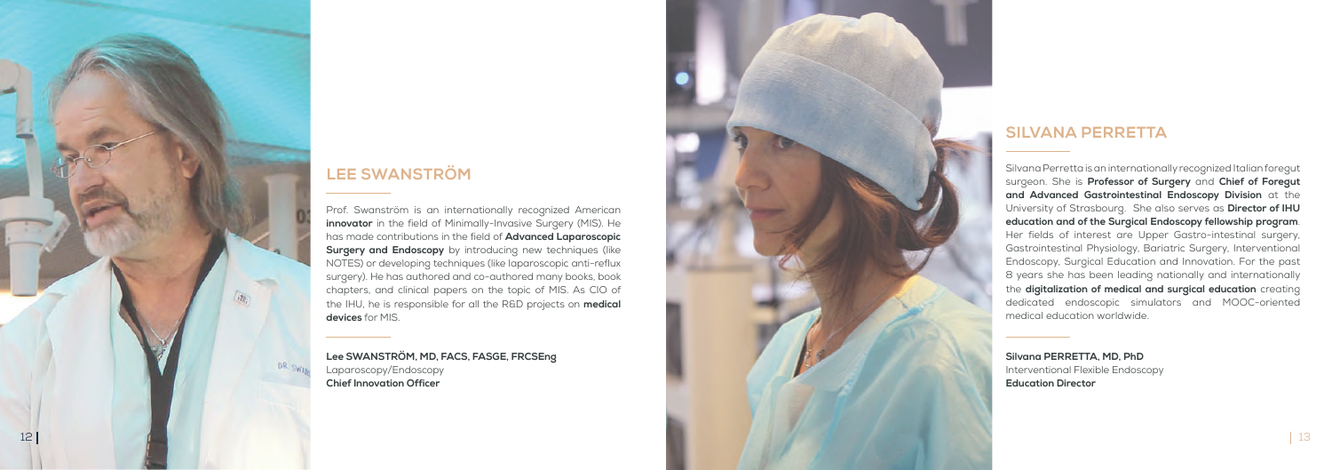## LEE SWANSTRÖM

Prof. Swanström is an internationally recognized American **innovator** in the field of Minimally-Invasive Surgery (MIS). He has made contributions in the field of **Advanced Laparoscopic Surgery and Endoscopy** by introducing new techniques (like NOTES) or developing techniques (like laparoscopic anti-reflux surgery). He has authored and co-authored many books, book chapters, and clinical papers on the topic of MIS. As CIO of the IHU, he is responsible for all the R&D projects on **medical devices** for MIS.

**Lee SWANSTRÖM, MD, FACS, FASGE, FRCSEng**
Laparoscopy/Endoscopy
**Chief Innovation Officer**

## SILVANA PERRETTA

Silvana Perretta is an internationally recognized Italian foregut surgeon. She is **Professor of Surgery** and **Chief of Foregut and Advanced Gastrointestinal Endoscopy Division** at the University of Strasbourg. She also serves as **Director of IHU education and of the Surgical Endoscopy fellowship program**. Her fields of interest are Upper Gastro-intestinal surgery, Gastrointestinal Physiology, Bariatric Surgery, Interventional Endoscopy, Surgical Education and Innovation. For the past 8 years she has been leading nationally and internationally the **digitalization of medical and surgical education** creating dedicated endoscopic simulators and MOOC-oriented medical education worldwide.

**Silvana PERRETTA, MD, PhD**
Interventional Flexible Endoscopy
**Education Director**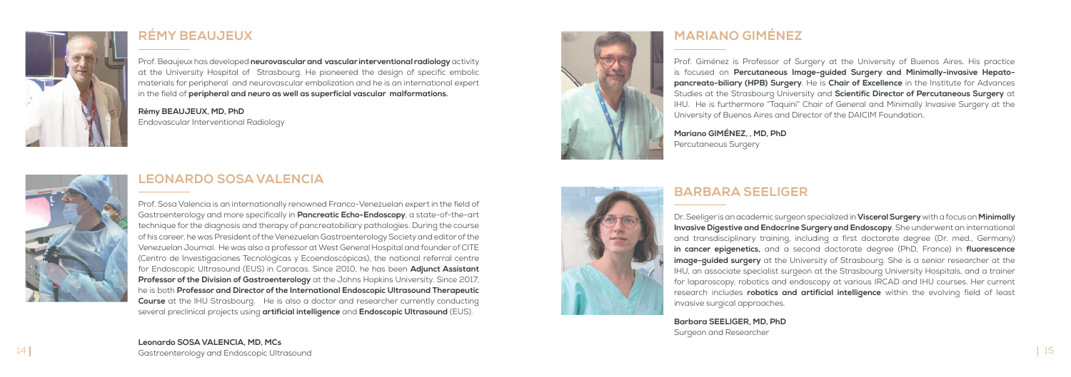## RÉMY BEAUJEUX

Prof. Beaujeux has developed **neurovascular and vascular interventional radiology** activity at the University Hospital of Strasbourg. He pioneered the design of specific embolic materials for peripheral and neurovascular embolization and he is an international expert in the field of **peripheral and neuro as well as superficial vascular malformations.**

**Rémy BEAUJEUX, MD, PhD**
Endovascular Interventional Radiology

## LEONARDO SOSA VALENCIA

Prof. Sosa Valencia is an internationally renowned Franco-Venezuelan expert in the field of Gastroenterology and more specifically in **Pancreatic Echo-Endoscopy**, a state-of-the-art technique for the diagnosis and therapy of pancreatobiliary pathologies. During the course of his career, he was President of the Venezuelan Gastroenterology Society and editor of the Venezuelan Journal. He was also a professor at West General Hospital and founder of CITE (Centro de Investigaciones Tecnológicas y Ecoendoscópicas), the national referral centre for Endoscopic Ultrasound (EUS) in Caracas. Since 2010, he has been **Adjunct Assistant Professor of the Division of Gastroenterology** at the Johns Hopkins University. Since 2017, he is both **Professor and Director of the International Endoscopic Ultrasound Therapeutic Course** at the IHU Strasbourg. He is also a doctor and researcher currently conducting several preclinical projects using **artificial intelligence** and **Endoscopic Ultrasound** (EUS).

**Leonardo SOSA VALENCIA, MD, MCs**
Gastroenterology and Endoscopic Ultrasound

## MARIANO GIMÉNEZ

Prof. Giménez is Professor of Surgery at the University of Buenos Aires. His practice is focused on **Percutaneous Image-guided Surgery and Minimally-invasive Hepato-pancreato-biliary (HPB) Surgery**. He is **Chair of Excellence** in the Institute for Advances Studies at the Strasbourg University and **Scientific Director of Percutaneous Surgery** at IHU. He is furthermore "Taquini" Chair of General and Minimally Invasive Surgery at the University of Buenos Aires and Director of the DAICIM Foundation.

**Mariano GIMÉNEZ, , MD, PhD**
Percutaneous Surgery

## BARBARA SEELIGER

Dr. Seeliger is an academic surgeon specialized in **Visceral Surgery** with a focus on **Minimally Invasive Digestive and Endocrine Surgery and Endoscopy**. She underwent an international and transdisciplinary training, including a first doctorate degree (Dr. med., Germany) **in cancer epigenetics,** and a second doctorate degree (PhD, France) in **fluorescence image-guided surgery** at the University of Strasbourg. She is a senior researcher at the IHU, an associate specialist surgeon at the Strasbourg University Hospitals, and a trainer for laparoscopy, robotics and endoscopy at various IRCAD and IHU courses. Her current research includes **robotics and artificial intelligence** within the evolving field of least invasive surgical approaches.

**Barbara SEELIGER, MD, PhD**
Surgeon and Researcher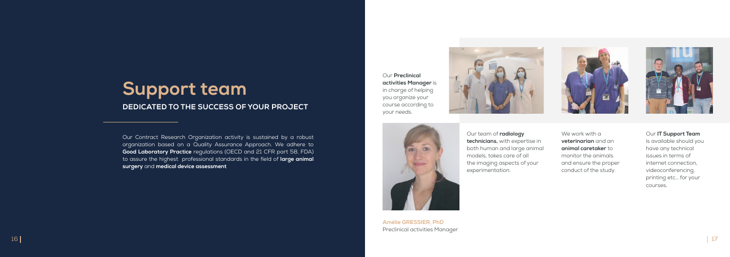# Support team

## DEDICATED TO THE SUCCESS OF YOUR PROJECT

Our Contract Research Organization activity is sustained by a robust organization based on a Quality Assurance Approach. We adhere to **Good Laboratory Practice** regulations (OECD and 21 CFR part 58, FDA) to assure the highest professional standards in the field of **large animal surgery** and **medical device assessment**

Our **Preclinical activities Manager** is in charge of helping you organize your course according to your needs.

**Amélie GRESSIER, PhD**
Preclinical activities Manager

Our team of **radiology technicians,** with expertise in both human and large animal models, takes care of all the imaging aspects of your experimentation.

We work with a **veterinarian** and an **animal caretaker** to monitor the animals and ensure the proper conduct of the study.

Our **IT Support Team** is available should you have any technical issues in terms of internet connection, videoconferencing, printing etc... for your courses.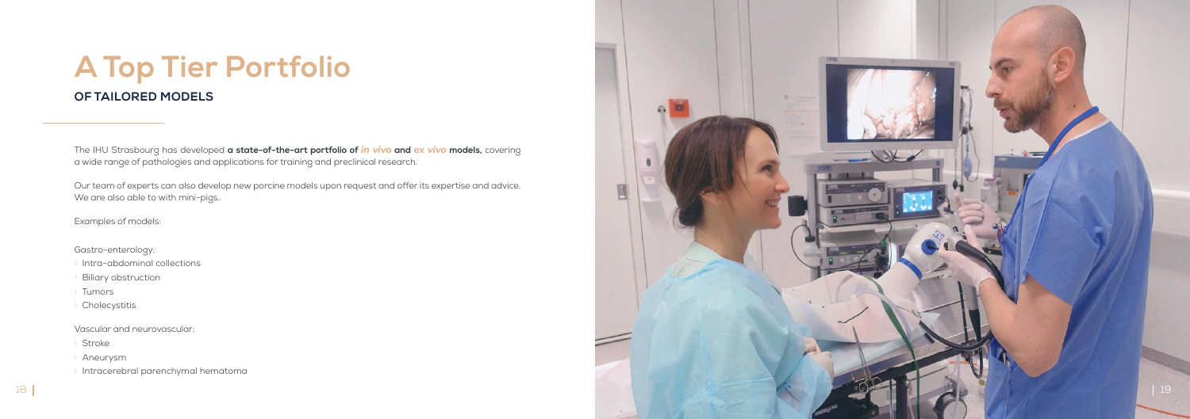# A Top Tier Portfolio

## OF TAILORED MODELS

The IHU Strasbourg has developed **a state-of-the-art portfolio of *in vivo* and *ex vivo* models,** covering a wide range of pathologies and applications for training and preclinical research.

Our team of experts can also develop new porcine models upon request and offer its expertise and advice. We are also able to with mini-pigs.

Examples of models:

Gastro-enterology:

- Intra-abdominal collections
- Biliary obstruction
- Tumors
- Cholecystitis

Vascular and neurovascular:

- Stroke
- Aneurysm
- Intracerebral parenchymal hematoma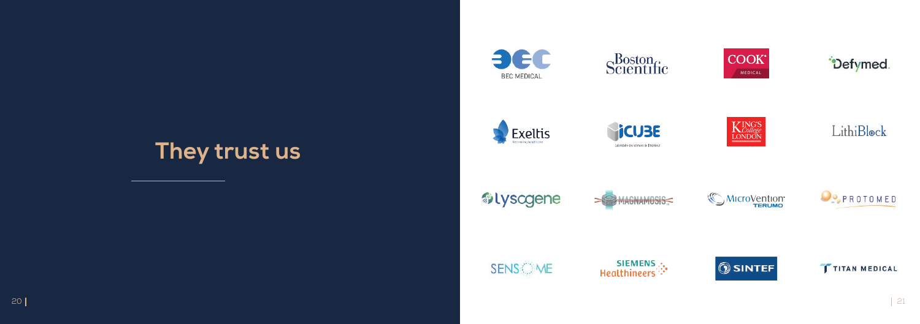# They trust us

BEC MEDICAL

Boston Scientific

COOK MEDICAL

Defymed

Exeltis

iCUBE

King's College London

LithiBlock

lysogene

MAGNAMOSIS

MicroVention TERUMO

PROTOMED

SENSOME

SIEMENS Healthineers

SINTEF

TITAN MEDICAL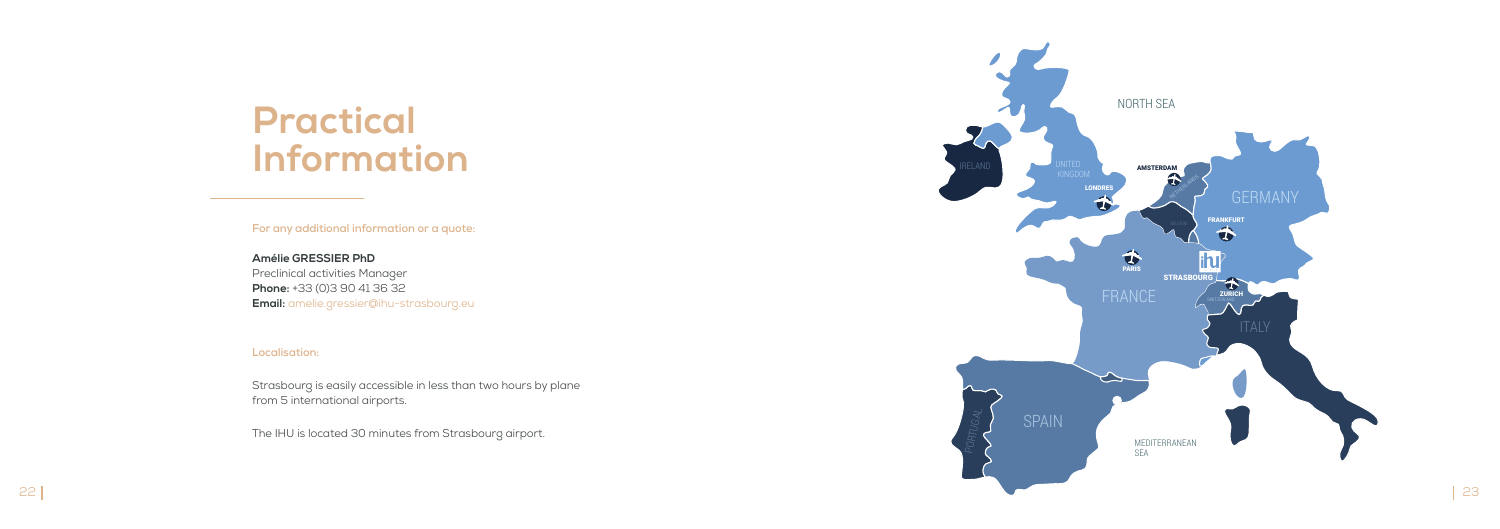# Practical Information

**For any additional information or a quote:**

**Amélie GRESSIER PhD**
Preclinical activities Manager
**Phone:** +33 (0)3 90 41 36 32
**Email:** amelie.gressier@ihu-strasbourg.eu

**Localisation:**

Strasbourg is easily accessible in less than two hours by plane from 5 international airports.

The IHU is located 30 minutes from Strasbourg airport.

NORTH SEA

IRELAND

UNITED KINGDOM

LONDRES

AMSTERDAM

GERMANY

FRANKFURT

PARIS

STRASBOURG

ZURICH

FRANCE

ITALY

PORTUGAL

SPAIN

MEDITERRANEAN SEA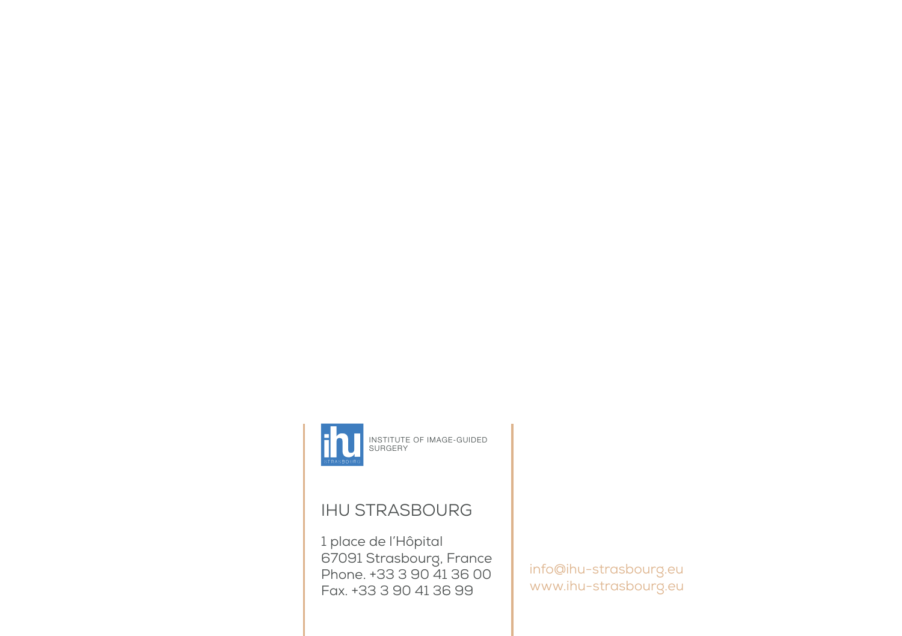INSTITUTE OF IMAGE-GUIDED SURGERY

IHU STRASBOURG

1 place de l'Hôpital
67091 Strasbourg, France
Phone. +33 3 90 41 36 00
Fax. +33 3 90 41 36 99

info@ihu-strasbourg.eu
www.ihu-strasbourg.eu